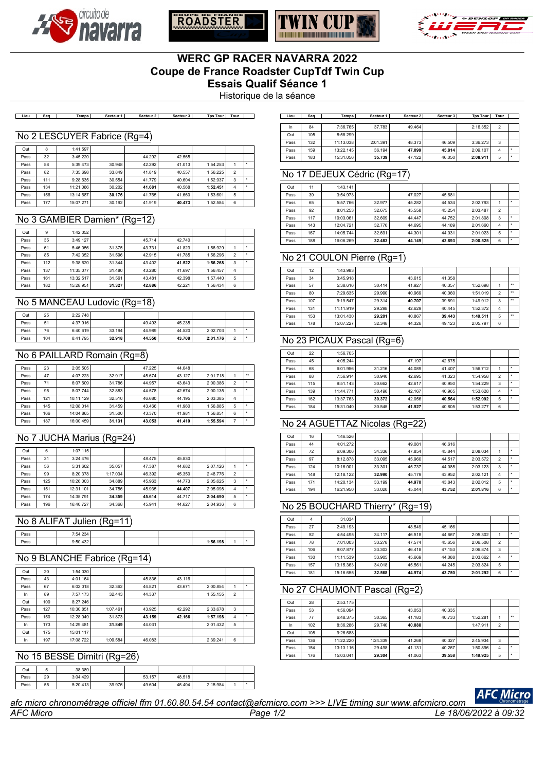# WERC GP RACER NAVARRA 2022
# Coupe de France Roadster CupTdf Twin Cup
# Essais Qualif Séance 1

Historique de la séance

## No 2 LESCUYER Fabrice (Rg=4)

| Lieu | Seq | Temps | Secteur 1 | Secteur 2 | Secteur 3 | Tps Tour | Tour | |
|---|---|---|---|---|---|---|---|---|
| Out | 8 | 1:41.597 | | | | | | |
| Pass | 32 | 3:45.220 | | 44.292 | 42.565 | | | |
| Pass | 58 | 5:39.473 | 30.948 | 42.292 | 41.013 | 1:54.253 | 1 | * |
| Pass | 82 | 7:35.698 | 33.849 | 41.819 | 40.557 | 1:56.225 | 2 | |
| Pass | 111 | 9:28.635 | 30.554 | 41.779 | 40.604 | 1:52.937 | 3 | * |
| Pass | 134 | 11:21.086 | 30.202 | **41.681** | 40.568 | **1:52.451** | 4 | * |
| Pass | 156 | 13:14.687 | **30.176** | 41.765 | 41.660 | 1:53.601 | 5 | |
| Pass | 177 | 15:07.271 | 30.192 | 41.919 | **40.473** | 1:52.584 | 6 | |

## No 3 GAMBIER Damien* (Rg=12)

| Lieu | Seq | Temps | Secteur 1 | Secteur 2 | Secteur 3 | Tps Tour | Tour | |
|---|---|---|---|---|---|---|---|---|
| Out | 9 | 1:42.052 | | | | | | |
| Pass | 35 | 3:49.127 | | 45.714 | 42.740 | | | |
| Pass | 61 | 5:46.056 | 31.375 | 43.731 | 41.823 | 1:56.929 | 1 | * |
| Pass | 85 | 7:42.352 | 31.596 | 42.915 | 41.785 | 1:56.296 | 2 | * |
| Pass | 112 | 9:38.620 | 31.344 | 43.402 | **41.522** | **1:56.268** | 3 | * |
| Pass | 137 | 11:35.077 | 31.480 | 43.280 | 41.697 | 1:56.457 | 4 | |
| Pass | 161 | 13:32.517 | 31.561 | 43.481 | 42.398 | 1:57.440 | 5 | |
| Pass | 182 | 15:28.951 | **31.327** | **42.886** | 42.221 | 1:56.434 | 6 | |

## No 5 MANCEAU Ludovic (Rg=18)

| Lieu | Seq | Temps | Secteur 1 | Secteur 2 | Secteur 3 | Tps Tour | Tour | |
|---|---|---|---|---|---|---|---|---|
| Out | 25 | 2:22.748 | | | | | | |
| Pass | 51 | 4:37.916 | | 49.493 | 45.235 | | | |
| Pass | 76 | 6:40.619 | 33.194 | 44.989 | 44.520 | 2:02.703 | 1 | * |
| Pass | 104 | 8:41.795 | **32.918** | **44.550** | **43.708** | **2:01.176** | 2 | * |

## No 6 PAILLARD Romain (Rg=8)

| Lieu | Seq | Temps | Secteur 1 | Secteur 2 | Secteur 3 | Tps Tour | Tour | |
|---|---|---|---|---|---|---|---|---|
| Pass | 23 | 2:05.505 | | 47.225 | 44.048 | | | |
| Pass | 47 | 4:07.223 | 32.917 | 45.674 | 43.127 | 2:01.718 | 1 | ** |
| Pass | 71 | 6:07.609 | 31.786 | 44.957 | 43.643 | 2:00.386 | 2 | * |
| Pass | 95 | 8:07.744 | 32.883 | 44.578 | 42.674 | 2:00.135 | 3 | * |
| Pass | 121 | 10:11.129 | 32.510 | 46.680 | 44.195 | 2:03.385 | 4 | |
| Pass | 145 | 12:08.014 | 31.459 | 43.466 | 41.960 | 1:56.885 | 5 | * |
| Pass | 166 | 14:04.865 | 31.500 | 43.370 | 41.981 | 1:56.851 | 6 | * |
| Pass | 187 | 16:00.459 | **31.131** | **43.053** | **41.410** | **1:55.594** | 7 | * |

## No 7 JUCHA Marius (Rg=24)

| Lieu | Seq | Temps | Secteur 1 | Secteur 2 | Secteur 3 | Tps Tour | Tour | |
|---|---|---|---|---|---|---|---|---|
| Out | 6 | 1:07.115 | | | | | | |
| Pass | 31 | 3:24.476 | | 48.475 | 45.830 | | | |
| Pass | 56 | 5:31.602 | 35.057 | 47.387 | 44.682 | 2:07.126 | 1 | * |
| Pass | 99 | 8:20.378 | 1:17.034 | 46.392 | 45.350 | 2:48.776 | 2 | |
| Pass | 125 | 10:26.003 | 34.889 | 45.963 | 44.773 | 2:05.625 | 3 | * |
| Pass | 151 | 12:31.101 | 34.756 | 45.935 | **44.407** | 2:05.098 | 4 | * |
| Pass | 174 | 14:35.791 | **34.359** | **45.614** | 44.717 | **2:04.690** | 5 | * |
| Pass | 196 | 16:40.727 | 34.368 | 45.941 | 44.627 | 2:04.936 | 6 | |

## No 8 ALIFAT Julien (Rg=11)

| Lieu | Seq | Temps | Secteur 1 | Secteur 2 | Secteur 3 | Tps Tour | Tour | |
|---|---|---|---|---|---|---|---|---|
| Pass | | 7:54.234 | | | | | | |
| Pass | | 9:50.432 | | | | **1:56.198** | 1 | * |

## No 9 BLANCHE Fabrice (Rg=14)

| Lieu | Seq | Temps | Secteur 1 | Secteur 2 | Secteur 3 | Tps Tour | Tour | |
|---|---|---|---|---|---|---|---|---|
| Out | 20 | 1:54.030 | | | | | | |
| Pass | 43 | 4:01.164 | | 45.836 | 43.116 | | | |
| Pass | 67 | 6:02.018 | 32.362 | 44.821 | 43.671 | 2:00.854 | 1 | * |
| In | 89 | 7:57.173 | 32.443 | 44.337 | | 1:55.155 | 2 | |
| Out | 100 | 8:27.246 | | | | | | |
| Pass | 127 | 10:30.851 | 1:07.461 | 43.925 | 42.292 | 2:33.678 | 3 | |
| Pass | 150 | 12:28.049 | 31.873 | **43.159** | **42.166** | **1:57.198** | 4 | * |
| In | 173 | 14:29.481 | **31.849** | 44.031 | | 2:01.432 | 5 | |
| Out | 175 | 15:01.117 | | | | | | |
| In | 197 | 17:08.722 | 1:09.584 | 46.083 | | 2:39.241 | 6 | |

## No 15 BESSE Dimitri (Rg=26)

| Lieu | Seq | Temps | Secteur 1 | Secteur 2 | Secteur 3 | Tps Tour | Tour | |
|---|---|---|---|---|---|---|---|---|
| Out | 5 | 38.389 | | | | | | |
| Pass | 29 | 3:04.429 | | 53.157 | 48.518 | | | |
| Pass | 55 | 5:20.413 | 39.976 | 49.604 | 46.404 | 2:15.984 | 1 | * |
| In | 84 | 7:36.765 | 37.783 | 49.464 | | 2:16.352 | 2 | |
| Out | 105 | 8:58.299 | | | | | | |
| Pass | 132 | 11:13.038 | 2:01.391 | 48.373 | 46.509 | 3:36.273 | 3 | |
| Pass | 159 | 13:22.145 | 36.194 | **47.099** | **45.814** | 2:09.107 | 4 | * |
| Pass | 183 | 15:31.056 | **35.739** | 47.122 | 46.050 | **2:08.911** | 5 | * |

## No 17 DEJEUX Cédric (Rg=17)

| Lieu | Seq | Temps | Secteur 1 | Secteur 2 | Secteur 3 | Tps Tour | Tour | |
|---|---|---|---|---|---|---|---|---|
| Out | 11 | 1:43.141 | | | | | | |
| Pass | 39 | 3:54.973 | | 47.027 | 45.681 | | | |
| Pass | 65 | 5:57.766 | 32.977 | 45.282 | 44.534 | 2:02.793 | 1 | * |
| Pass | 92 | 8:01.253 | 32.675 | 45.558 | 45.254 | 2:03.487 | 2 | |
| Pass | 117 | 10:03.061 | 32.609 | 44.447 | 44.752 | 2:01.808 | 3 | * |
| Pass | 143 | 12:04.721 | 32.776 | 44.695 | 44.189 | 2:01.660 | 4 | * |
| Pass | 167 | 14:05.744 | 32.691 | 44.301 | 44.031 | 2:01.023 | 5 | * |
| Pass | 188 | 16:06.269 | **32.483** | **44.149** | **43.893** | **2:00.525** | 6 | * |

## No 21 COULON Pierre (Rg=1)

| Lieu | Seq | Temps | Secteur 1 | Secteur 2 | Secteur 3 | Tps Tour | Tour | |
|---|---|---|---|---|---|---|---|---|
| Out | 12 | 1:43.983 | | | | | | |
| Pass | 34 | 3:45.918 | | 43.615 | 41.358 | | | |
| Pass | 57 | 5:38.616 | 30.414 | 41.927 | 40.357 | 1:52.698 | 1 | ** |
| Pass | 80 | 7:29.635 | 29.990 | 40.969 | 40.060 | 1:51.019 | 2 | ** |
| Pass | 107 | 9:19.547 | 29.314 | **40.707** | 39.891 | 1:49.912 | 3 | ** |
| Pass | 131 | 11:11.919 | 29.298 | 42.629 | 40.445 | 1:52.372 | 4 | |
| Pass | 153 | 13:01.430 | **29.201** | 40.867 | **39.443** | **1:49.511** | 5 | ** |
| Pass | 178 | 15:07.227 | 32.348 | 44.326 | 49.123 | 2:05.797 | 6 | |

## No 23 PICAUX Pascal (Rg=6)

| Lieu | Seq | Temps | Secteur 1 | Secteur 2 | Secteur 3 | Tps Tour | Tour | |
|---|---|---|---|---|---|---|---|---|
| Out | 22 | 1:56.705 | | | | | | |
| Pass | 45 | 4:05.244 | | 47.197 | 42.675 | | | |
| Pass | 68 | 6:01.956 | 31.216 | 44.089 | 41.407 | 1:56.712 | 1 | * |
| Pass | 88 | 7:56.914 | 30.940 | 42.695 | 41.323 | 1:54.958 | 2 | * |
| Pass | 115 | 9:51.143 | 30.662 | 42.617 | 40.950 | 1:54.229 | 3 | * |
| Pass | 139 | 11:44.771 | 30.496 | 42.167 | 40.965 | 1:53.628 | 4 | * |
| Pass | 162 | 13:37.763 | **30.372** | 42.056 | **40.564** | **1:52.992** | 5 | * |
| Pass | 184 | 15:31.040 | 30.545 | **41.927** | 40.805 | 1:53.277 | 6 | |

## No 24 AGUETTAZ Nicolas (Rg=22)

| Lieu | Seq | Temps | Secteur 1 | Secteur 2 | Secteur 3 | Tps Tour | Tour | |
|---|---|---|---|---|---|---|---|---|
| Out | 16 | 1:46.526 | | | | | | |
| Pass | 44 | 4:01.272 | | 49.081 | 46.616 | | | |
| Pass | 72 | 6:09.306 | 34.336 | 47.854 | 45.844 | 2:08.034 | 1 | * |
| Pass | 97 | 8:12.878 | 33.095 | 45.960 | 44.517 | 2:03.572 | 2 | * |
| Pass | 124 | 10:16.001 | 33.301 | 45.737 | 44.085 | 2:03.123 | 3 | * |
| Pass | 148 | 12:18.122 | **32.990** | 45.179 | 43.952 | 2:02.121 | 4 | * |
| Pass | 171 | 14:20.134 | 33.199 | **44.970** | 43.843 | 2:02.012 | 5 | * |
| Pass | 194 | 16:21.950 | 33.020 | 45.044 | **43.752** | **2:01.816** | 6 | * |

## No 25 BOUCHARD Thierry* (Rg=19)

| Lieu | Seq | Temps | Secteur 1 | Secteur 2 | Secteur 3 | Tps Tour | Tour | |
|---|---|---|---|---|---|---|---|---|
| Out | 4 | 31.034 | | | | | | |
| Pass | 27 | 2:49.193 | | 48.549 | 45.166 | | | |
| Pass | 52 | 4:54.495 | 34.117 | 46.518 | 44.667 | 2:05.302 | 1 | * |
| Pass | 78 | 7:01.003 | 33.278 | 47.574 | 45.656 | 2:06.508 | 2 | |
| Pass | 106 | 9:07.877 | 33.303 | 46.418 | 47.153 | 2:06.874 | 3 | |
| Pass | 130 | 11:11.539 | 33.905 | 45.669 | 44.088 | 2:03.662 | 4 | * |
| Pass | 157 | 13:15.363 | 34.018 | 45.561 | 44.245 | 2:03.824 | 5 | |
| Pass | 181 | 15:16.655 | **32.568** | **44.974** | **43.750** | **2:01.292** | 6 | * |

## No 27 CHAUMONT Pascal (Rg=2)

| Lieu | Seq | Temps | Secteur 1 | Secteur 2 | Secteur 3 | Tps Tour | Tour | |
|---|---|---|---|---|---|---|---|---|
| Out | 28 | 2:53.175 | | | | | | |
| Pass | 53 | 4:56.094 | | 43.053 | 40.335 | | | |
| Pass | 77 | 6:48.375 | 30.365 | 41.183 | 40.733 | 1:52.281 | 1 | ** |
| In | 102 | 8:36.286 | 29.740 | **40.888** | | 1:47.911 | 2 | |
| Out | 108 | 9:26.688 | | | | | | |
| Pass | 136 | 11:22.220 | 1:24.339 | 41.268 | 40.327 | 2:45.934 | 3 | |
| Pass | 154 | 13:13.116 | 29.498 | 41.131 | 40.267 | 1:50.896 | 4 | * |
| Pass | 176 | 15:03.041 | **29.304** | 41.063 | **39.558** | **1:49.925** | 5 | * |

*afc micro chronométrage officiel ffm 01.60.80.54.54 contact@afcmicro.com >>> LIVE timing sur www.afcmicro.com*

*AFC Micro* — *Le 18/06/2022 à 09:32*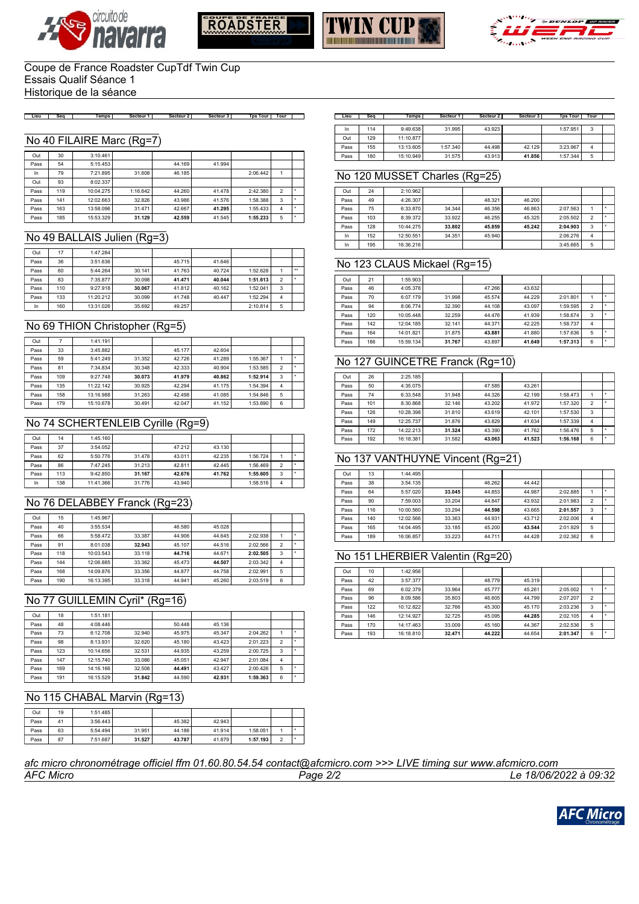Coupe de France Roadster CupTdf Twin Cup
Essais Qualif Séance 1
Historique de la séance

## No 40 FILAIRE Marc (Rg=7)

| Lieu | Seq | Temps | Secteur 1 | Secteur 2 | Secteur 3 | Tps Tour | Tour | |
|---|---|---|---|---|---|---|---|---|
| Out | 30 | 3:10.461 | | | | | | |
| Pass | 54 | 5:15.453 | | 44.169 | 41.994 | | | |
| In | 79 | 7:21.895 | 31.608 | 46.185 | | 2:06.442 | 1 | |
| Out | 93 | 8:02.337 | | | | | | |
| Pass | 119 | 10:04.275 | 1:16.642 | 44.260 | 41.478 | 2:42.380 | 2 | * |
| Pass | 141 | 12:02.663 | 32.826 | 43.986 | 41.576 | 1:58.388 | 3 | * |
| Pass | 163 | 13:58.096 | 31.471 | 42.667 | **41.295** | 1:55.433 | 4 | * |
| Pass | 185 | 15:53.329 | **31.129** | **42.559** | 41.545 | **1:55.233** | 5 | * |

## No 49 BALLAIS Julien (Rg=3)

| Lieu | Seq | Temps | Secteur 1 | Secteur 2 | Secteur 3 | Tps Tour | Tour | |
|---|---|---|---|---|---|---|---|---|
| Out | 17 | 1:47.284 | | | | | | |
| Pass | 36 | 3:51.636 | | 45.715 | 41.646 | | | |
| Pass | 60 | 5:44.264 | 30.141 | 41.763 | 40.724 | 1:52.628 | 1 | ** |
| Pass | 83 | 7:35.877 | 30.098 | **41.471** | **40.044** | **1:51.613** | 2 | * |
| Pass | 110 | 9:27.918 | **30.067** | 41.812 | 40.162 | 1:52.041 | 3 | |
| Pass | 133 | 11:20.212 | 30.099 | 41.748 | 40.447 | 1:52.294 | 4 | |
| In | 160 | 13:31.026 | 35.692 | 49.257 | | 2:10.814 | 5 | |

## No 69 THION Christopher (Rg=5)

| Lieu | Seq | Temps | Secteur 1 | Secteur 2 | Secteur 3 | Tps Tour | Tour | |
|---|---|---|---|---|---|---|---|---|
| Out | 7 | 1:41.191 | | | | | | |
| Pass | 33 | 3:45.882 | | 45.177 | 42.604 | | | |
| Pass | 59 | 5:41.249 | 31.352 | 42.726 | 41.289 | 1:55.367 | 1 | * |
| Pass | 81 | 7:34.834 | 30.348 | 42.333 | 40.904 | 1:53.585 | 2 | * |
| Pass | 109 | 9:27.748 | **30.073** | **41.979** | **40.862** | **1:52.914** | 3 | * |
| Pass | 135 | 11:22.142 | 30.925 | 42.294 | 41.175 | 1:54.394 | 4 | |
| Pass | 158 | 13:16.988 | 31.263 | 42.498 | 41.085 | 1:54.846 | 5 | |
| Pass | 179 | 15:10.678 | 30.491 | 42.047 | 41.152 | 1:53.690 | 6 | |

## No 74 SCHERTENLEIB Cyrille (Rg=9)

| Lieu | Seq | Temps | Secteur 1 | Secteur 2 | Secteur 3 | Tps Tour | Tour | |
|---|---|---|---|---|---|---|---|---|
| Out | 14 | 1:45.160 | | | | | | |
| Pass | 37 | 3:54.052 | | 47.212 | 43.130 | | | |
| Pass | 62 | 5:50.776 | 31.478 | 43.011 | 42.235 | 1:56.724 | 1 | * |
| Pass | 86 | 7:47.245 | 31.213 | 42.811 | 42.445 | 1:56.469 | 2 | * |
| Pass | 113 | 9:42.850 | **31.167** | **42.676** | **41.762** | **1:55.605** | 3 | * |
| In | 138 | 11:41.366 | 31.776 | 43.940 | | 1:58.516 | 4 | |

## No 76 DELABBEY Franck (Rg=23)

| Lieu | Seq | Temps | Secteur 1 | Secteur 2 | Secteur 3 | Tps Tour | Tour | |
|---|---|---|---|---|---|---|---|---|
| Out | 15 | 1:45.967 | | | | | | |
| Pass | 40 | 3:55.534 | | 46.580 | 45.028 | | | |
| Pass | 66 | 5:58.472 | 33.387 | 44.906 | 44.645 | 2:02.938 | 1 | * |
| Pass | 91 | 8:01.038 | **32.943** | 45.107 | 44.516 | 2:02.566 | 2 | * |
| Pass | 118 | 10:03.543 | 33.118 | **44.716** | 44.671 | **2:02.505** | 3 | * |
| Pass | 144 | 12:06.885 | 33.362 | 45.473 | **44.507** | 2:03.342 | 4 | |
| Pass | 168 | 14:09.876 | 33.356 | 44.877 | 44.758 | 2:02.991 | 5 | |
| Pass | 190 | 16:13.395 | 33.318 | 44.941 | 45.260 | 2:03.519 | 6 | |

## No 77 GUILLEMIN Cyril* (Rg=16)

| Lieu | Seq | Temps | Secteur 1 | Secteur 2 | Secteur 3 | Tps Tour | Tour | |
|---|---|---|---|---|---|---|---|---|
| Out | 18 | 1:51.181 | | | | | | |
| Pass | 48 | 4:08.446 | | 50.448 | 45.136 | | | |
| Pass | 73 | 6:12.708 | 32.940 | 45.975 | 45.347 | 2:04.262 | 1 | * |
| Pass | 98 | 8:13.931 | 32.620 | 45.180 | 43.423 | 2:01.223 | 2 | * |
| Pass | 123 | 10:14.656 | 32.531 | 44.935 | 43.259 | 2:00.725 | 3 | * |
| Pass | 147 | 12:15.740 | 33.086 | 45.051 | 42.947 | 2:01.084 | 4 | |
| Pass | 169 | 14:16.166 | 32.508 | **44.491** | 43.427 | 2:00.426 | 5 | * |
| Pass | 191 | 16:15.529 | **31.842** | 44.590 | **42.931** | **1:59.363** | 6 | * |

## No 115 CHABAL Marvin (Rg=13)

| Lieu | Seq | Temps | Secteur 1 | Secteur 2 | Secteur 3 | Tps Tour | Tour | |
|---|---|---|---|---|---|---|---|---|
| Out | 19 | 1:51.485 | | | | | | |
| Pass | 41 | 3:56.443 | | 45.382 | 42.943 | | | |
| Pass | 63 | 5:54.494 | 31.951 | 44.186 | 41.914 | 1:58.051 | 1 | * |
| Pass | 87 | 7:51.687 | **31.527** | **43.787** | 41.879 | **1:57.193** | 2 | * |
| In | 114 | 9:49.638 | 31.995 | 43.923 | | 1:57.951 | 3 | |
| Out | 129 | 11:10.877 | | | | | | |
| Pass | 155 | 13:13.605 | 1:57.340 | 44.498 | 42.129 | 3:23.967 | 4 | |
| Pass | 180 | 15:10.949 | 31.575 | 43.913 | **41.856** | 1:57.344 | 5 | |

## No 120 MUSSET Charles (Rg=25)

| Lieu | Seq | Temps | Secteur 1 | Secteur 2 | Secteur 3 | Tps Tour | Tour | |
|---|---|---|---|---|---|---|---|---|
| Out | 24 | 2:10.962 | | | | | | |
| Pass | 49 | 4:26.307 | | 48.321 | 46.200 | | | |
| Pass | 75 | 6:33.870 | 34.344 | 46.356 | 46.863 | 2:07.563 | 1 | * |
| Pass | 103 | 8:39.372 | 33.922 | 46.255 | 45.325 | 2:05.502 | 2 | * |
| Pass | 128 | 10:44.275 | **33.802** | **45.859** | **45.242** | **2:04.903** | 3 | * |
| In | 152 | 12:50.551 | 34.351 | 45.940 | | 2:06.276 | 4 | |
| In | 195 | 16:36.216 | | | | 3:45.665 | 5 | |

## No 123 CLAUS Mickael (Rg=15)

| Lieu | Seq | Temps | Secteur 1 | Secteur 2 | Secteur 3 | Tps Tour | Tour | |
|---|---|---|---|---|---|---|---|---|
| Out | 21 | 1:55.903 | | | | | | |
| Pass | 46 | 4:05.378 | | 47.266 | 43.632 | | | |
| Pass | 70 | 6:07.179 | 31.998 | 45.574 | 44.229 | 2:01.801 | 1 | * |
| Pass | 94 | 8:06.774 | 32.390 | 44.108 | 43.097 | 1:59.595 | 2 | * |
| Pass | 120 | 10:05.448 | 32.259 | 44.476 | 41.939 | 1:58.674 | 3 | * |
| Pass | 142 | 12:04.185 | 32.141 | 44.371 | 42.225 | 1:58.737 | 4 | |
| Pass | 164 | 14:01.821 | 31.875 | **43.881** | 41.880 | 1:57.636 | 5 | * |
| Pass | 186 | 15:59.134 | **31.767** | 43.897 | **41.649** | **1:57.313** | 6 | * |

## No 127 GUINCETRE Franck (Rg=10)

| Lieu | Seq | Temps | Secteur 1 | Secteur 2 | Secteur 3 | Tps Tour | Tour | |
|---|---|---|---|---|---|---|---|---|
| Out | 26 | 2:25.185 | | | | | | |
| Pass | 50 | 4:35.075 | | 47.585 | 43.261 | | | |
| Pass | 74 | 6:33.548 | 31.948 | 44.326 | 42.199 | 1:58.473 | 1 | * |
| Pass | 101 | 8:30.868 | 32.146 | 43.202 | 41.972 | 1:57.320 | 2 | * |
| Pass | 126 | 10:28.398 | 31.810 | 43.619 | 42.101 | 1:57.530 | 3 | |
| Pass | 149 | 12:25.737 | 31.876 | 43.829 | 41.634 | 1:57.339 | 4 | |
| Pass | 172 | 14:22.213 | **31.324** | 43.390 | 41.762 | 1:56.476 | 5 | * |
| Pass | 192 | 16:18.381 | 31.582 | **43.063** | **41.523** | **1:56.168** | 6 | * |

## No 137 VANTHUYNE Vincent (Rg=21)

| Lieu | Seq | Temps | Secteur 1 | Secteur 2 | Secteur 3 | Tps Tour | Tour | |
|---|---|---|---|---|---|---|---|---|
| Out | 13 | 1:44.495 | | | | | | |
| Pass | 38 | 3:54.135 | | 46.262 | 44.442 | | | |
| Pass | 64 | 5:57.020 | **33.045** | 44.853 | 44.987 | 2:02.885 | 1 | * |
| Pass | 90 | 7:59.003 | 33.204 | 44.847 | 43.932 | 2:01.983 | 2 | * |
| Pass | 116 | 10:00.560 | 33.294 | **44.598** | 43.665 | **2:01.557** | 3 | * |
| Pass | 140 | 12:02.566 | 33.363 | 44.931 | 43.712 | 2:02.006 | 4 | |
| Pass | 165 | 14:04.495 | 33.185 | 45.200 | **43.544** | 2:01.929 | 5 | |
| Pass | 189 | 16:06.857 | 33.223 | 44.711 | 44.428 | 2:02.362 | 6 | |

## No 151 LHERBIER Valentin (Rg=20)

| Lieu | Seq | Temps | Secteur 1 | Secteur 2 | Secteur 3 | Tps Tour | Tour | |
|---|---|---|---|---|---|---|---|---|
| Out | 10 | 1:42.956 | | | | | | |
| Pass | 42 | 3:57.377 | | 48.779 | 45.319 | | | |
| Pass | 69 | 6:02.379 | 33.964 | 45.777 | 45.261 | 2:05.002 | 1 | * |
| Pass | 96 | 8:09.586 | 35.803 | 46.605 | 44.799 | 2:07.207 | 2 | |
| Pass | 122 | 10:12.822 | 32.766 | 45.300 | 45.170 | 2:03.236 | 3 | * |
| Pass | 146 | 12:14.927 | 32.725 | 45.095 | **44.285** | 2:02.105 | 4 | * |
| Pass | 170 | 14:17.463 | 33.009 | 45.160 | 44.367 | 2:02.536 | 5 | |
| Pass | 193 | 16:18.810 | **32.471** | **44.222** | 44.654 | **2:01.347** | 6 | * |

*afc micro chronométrage officiel ffm 01.60.80.54.54 contact@afcmicro.com >>> LIVE timing sur www.afcmicro.com*

*AFC Micro* — *Le 18/06/2022 à 09:32*